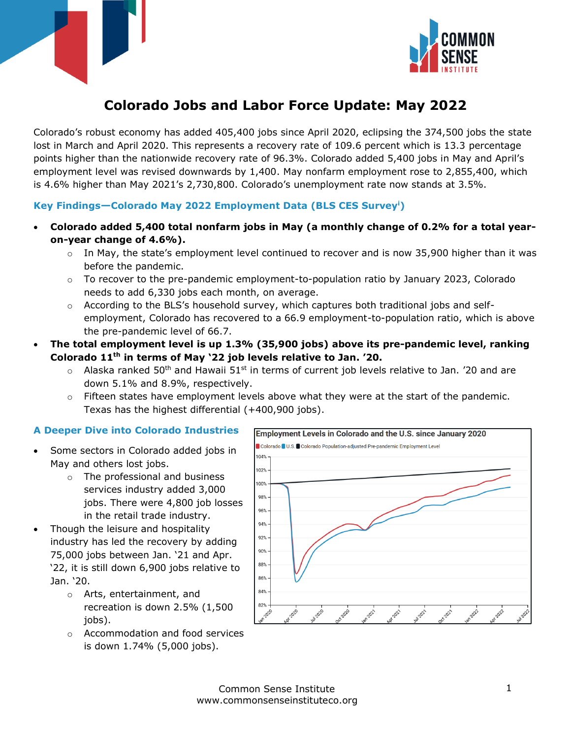# Colorado Jobs and Labor Force Update: May 2022

Colorado's robust economy has added 405,400 jobs since April 2020, eclipsing the 374,500 jobs the state lost in March and April 2020. This represents a recovery rate of 109.6 percent which is 13.3 percentage points higher than the nationwide recovery rate of 96.3%. Colorado added 5,400 jobs in May and April's employment level was revised downwards by 1,400. May nonfarm employment rose to 2,855,400, which is 4.6% higher than May 2021's 2,730,800. Colorado's unemployment rate now stands at 3.5%.

### Key Findings—Colorado May 2022 Employment Data (BLS CES Survey[i])

- **Colorado added 5,400 total nonfarm jobs in May (a monthly change of 0.2% for a total year-on-year change of 4.6%).**
  - In May, the state's employment level continued to recover and is now 35,900 higher than it was before the pandemic.
  - To recover to the pre-pandemic employment-to-population ratio by January 2023, Colorado needs to add 6,330 jobs each month, on average.
  - According to the BLS's household survey, which captures both traditional jobs and self-employment, Colorado has recovered to a 66.9 employment-to-population ratio, which is above the pre-pandemic level of 66.7.
- **The total employment level is up 1.3% (35,900 jobs) above its pre-pandemic level, ranking Colorado 11th in terms of May '22 job levels relative to Jan. '20.**
  - Alaska ranked 50th and Hawaii 51st in terms of current job levels relative to Jan. '20 and are down 5.1% and 8.9%, respectively.
  - Fifteen states have employment levels above what they were at the start of the pandemic. Texas has the highest differential (+400,900 jobs).

### A Deeper Dive into Colorado Industries

- Some sectors in Colorado added jobs in May and others lost jobs.
  - The professional and business services industry added 3,000 jobs. There were 4,800 job losses in the retail trade industry.
- Though the leisure and hospitality industry has led the recovery by adding 75,000 jobs between Jan. '21 and Apr. '22, it is still down 6,900 jobs relative to Jan. '20.
  - Arts, entertainment, and recreation is down 2.5% (1,500 jobs).
  - Accommodation and food services is down 1.74% (5,000 jobs).

**Employment Levels in Colorado and the U.S. since January 2020**

Legend: Colorado, U.S., Colorado Population-adjusted Pre-pandemic Employment Level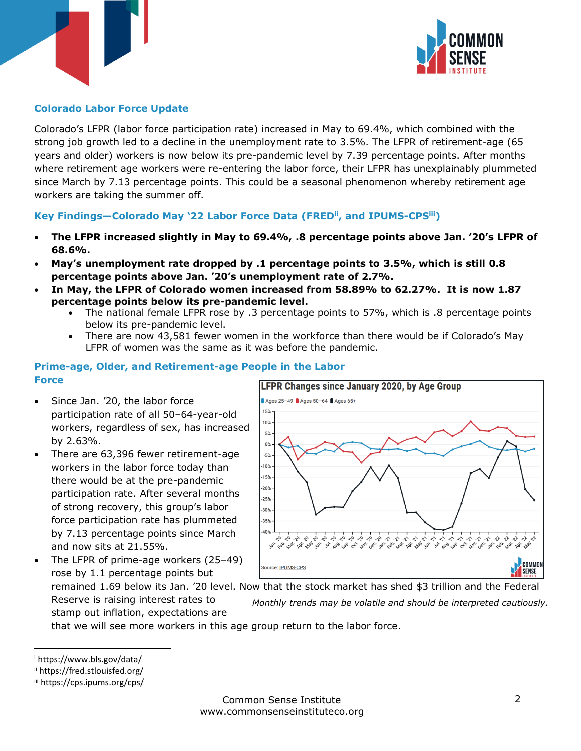## Colorado Labor Force Update

Colorado's LFPR (labor force participation rate) increased in May to 69.4%, which combined with the strong job growth led to a decline in the unemployment rate to 3.5%. The LFPR of retirement-age (65 years and older) workers is now below its pre-pandemic level by 7.39 percentage points. After months where retirement age workers were re-entering the labor force, their LFPR has unexplainably plummeted since March by 7.13 percentage points. This could be a seasonal phenomenon whereby retirement age workers are taking the summer off.

### Key Findings—Colorado May '22 Labor Force Data (FRED[ii], and IPUMS-CPS[iii])

- **The LFPR increased slightly in May to 69.4%, .8 percentage points above Jan. '20's LFPR of 68.6%.**
- **May's unemployment rate dropped by .1 percentage points to 3.5%, which is still 0.8 percentage points above Jan. '20's unemployment rate of 2.7%.**
- **In May, the LFPR of Colorado women increased from 58.89% to 62.27%. It is now 1.87 percentage points below its pre-pandemic level.**
  - The national female LFPR rose by .3 percentage points to 57%, which is .8 percentage points below its pre-pandemic level.
  - There are now 43,581 fewer women in the workforce than there would be if Colorado's May LFPR of women was the same as it was before the pandemic.

### Prime-age, Older, and Retirement-age People in the Labor Force

- Since Jan. '20, the labor force participation rate of all 50–64-year-old workers, regardless of sex, has increased by 2.63%.
- There are 63,396 fewer retirement-age workers in the labor force today than there would be at the pre-pandemic participation rate. After several months of strong recovery, this group's labor force participation rate has plummeted by 7.13 percentage points since March and now sits at 21.55%.
- The LFPR of prime-age workers (25–49) rose by 1.1 percentage points but remained 1.69 below its Jan. '20 level. Now that the stock market has shed $3 trillion and the Federal Reserve is raising interest rates to stamp out inflation, expectations are that we will see more workers in this age group return to the labor force.

LFPR Changes since January 2020, by Age Group

Ages 25–49 Ages 50–64 Ages 65+

15% 10% 5% 0% -5% -10% -15% -20% -25% -30% -35% -40%

Jan. '20 Feb. '20 Mar. '20 Apr. '20 May '20 Jun. '20 Jul. '20 Aug. '20 Sep. '20 Oct. '20 Nov. '20 Dec. '20 Jan. '21 Feb. '21 Mar. '21 Apr. '21 May '21 Jun. '21 Jul. '21 Aug. '21 Sep. '21 Oct. '21 Nov. '21 Dec. '21 Jan. '22 Feb. '22 Mar. '22 Apr. '22 May '22

Source: IPUMS-CPS

*Monthly trends may be volatile and should be interpreted cautiously.*

---

[i] https://www.bls.gov/data/
[ii] https://fred.stlouisfed.org/
[iii] https://cps.ipums.org/cps/